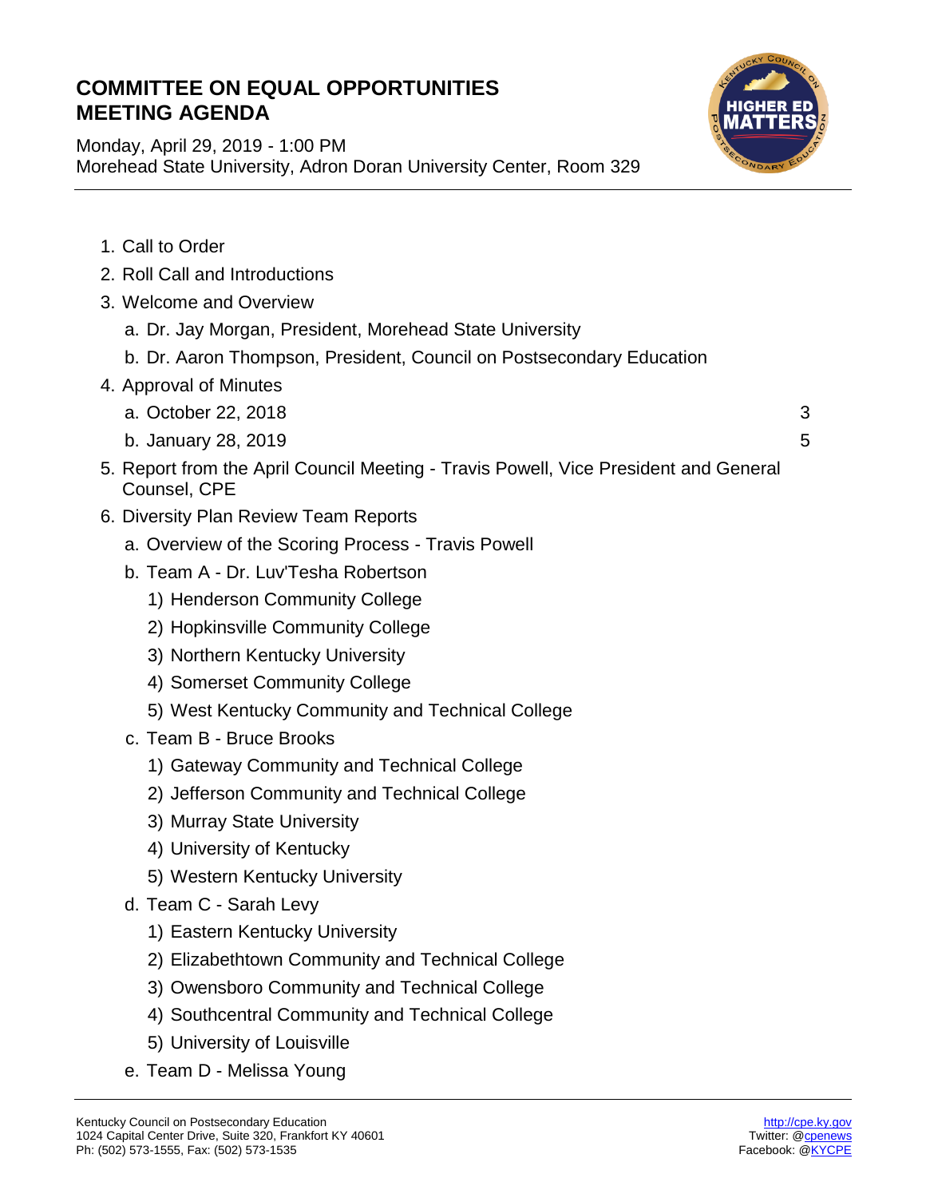# COMMITTEE ON EQUAL OPPORTUNITIES MEETING AGENDA

Monday, April 29, 2019 - 1:00 PM
Morehead State University, Adron Doran University Center, Room 329

1. Call to Order
2. Roll Call and Introductions
3. Welcome and Overview
   a. Dr. Jay Morgan, President, Morehead State University
   b. Dr. Aaron Thompson, President, Council on Postsecondary Education
4. Approval of Minutes
   a. October 22, 2018 — 3
   b. January 28, 2019 — 5
5. Report from the April Council Meeting - Travis Powell, Vice President and General Counsel, CPE
6. Diversity Plan Review Team Reports
   a. Overview of the Scoring Process - Travis Powell
   b. Team A - Dr. Luv'Tesha Robertson
      1) Henderson Community College
      2) Hopkinsville Community College
      3) Northern Kentucky University
      4) Somerset Community College
      5) West Kentucky Community and Technical College
   c. Team B - Bruce Brooks
      1) Gateway Community and Technical College
      2) Jefferson Community and Technical College
      3) Murray State University
      4) University of Kentucky
      5) Western Kentucky University
   d. Team C - Sarah Levy
      1) Eastern Kentucky University
      2) Elizabethtown Community and Technical College
      3) Owensboro Community and Technical College
      4) Southcentral Community and Technical College
      5) University of Louisville
   e. Team D - Melissa Young

Kentucky Council on Postsecondary Education
1024 Capital Center Drive, Suite 320, Frankfort KY 40601
Ph: (502) 573-1555, Fax: (502) 573-1535

http://cpe.ky.gov
Twitter: @cpenews
Facebook: @KYCPE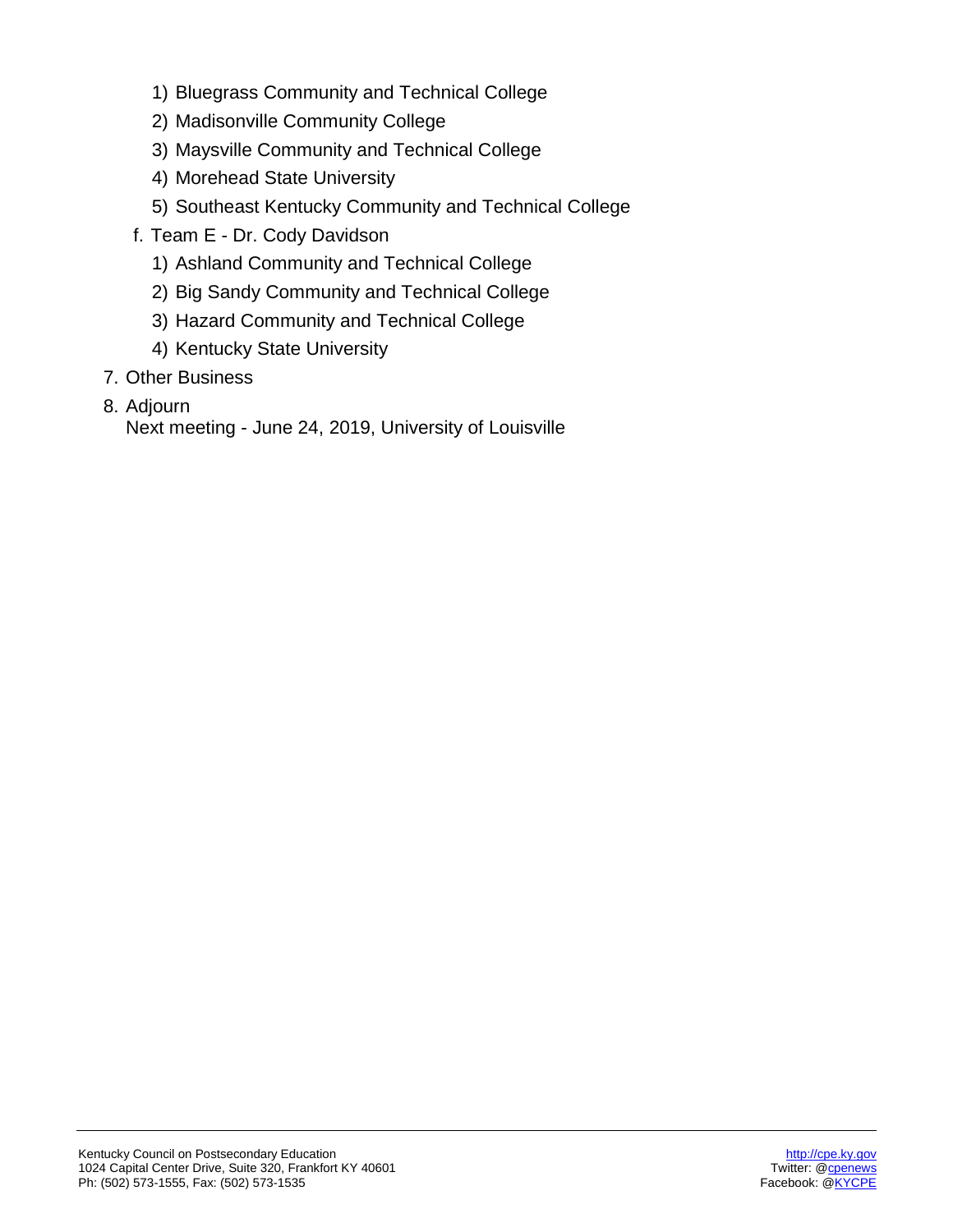1) Bluegrass Community and Technical College
    2) Madisonville Community College
    3) Maysville Community and Technical College
    4) Morehead State University
    5) Southeast Kentucky Community and Technical College

  f. Team E - Dr. Cody Davidson
    1) Ashland Community and Technical College
    2) Big Sandy Community and Technical College
    3) Hazard Community and Technical College
    4) Kentucky State University

7. Other Business
8. Adjourn
   Next meeting - June 24, 2019, University of Louisville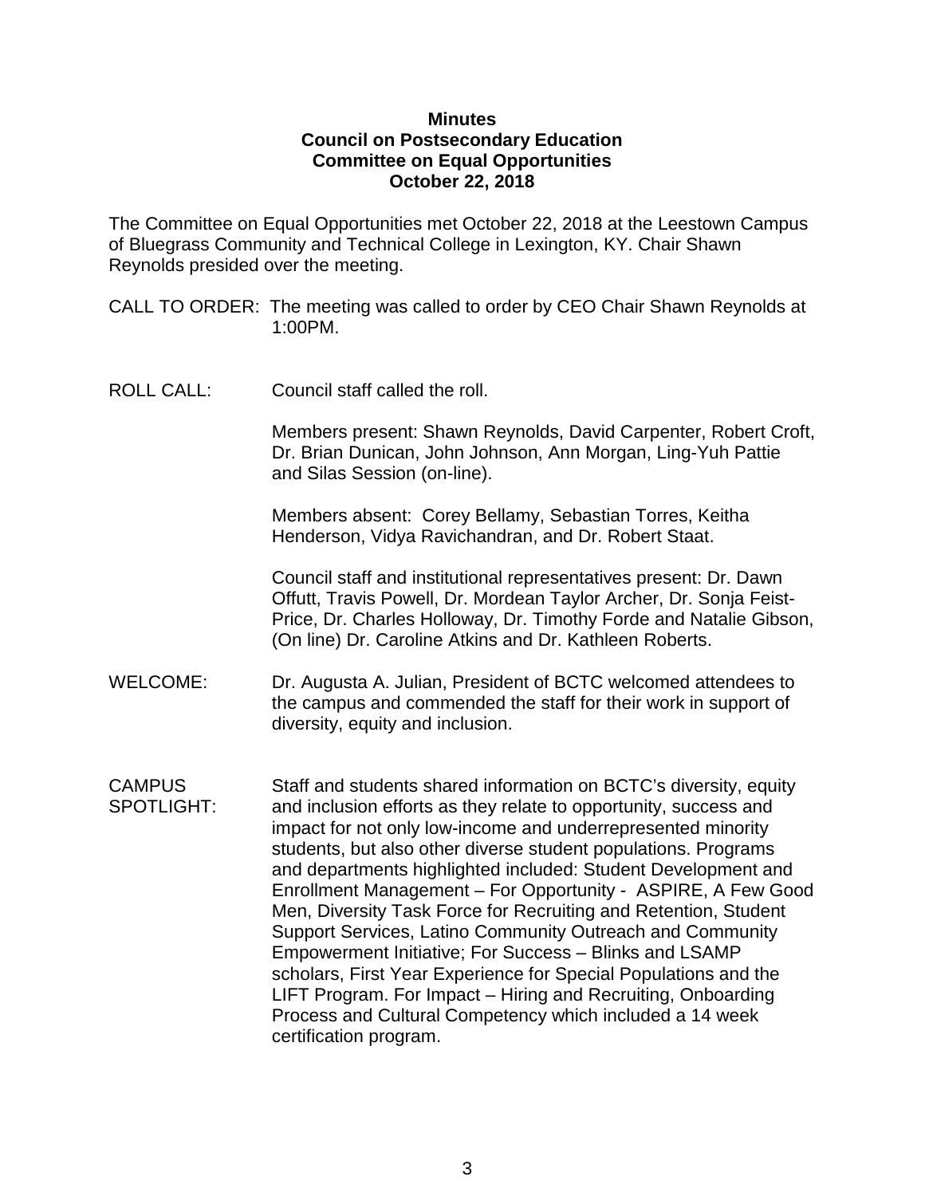**Minutes**
**Council on Postsecondary Education**
**Committee on Equal Opportunities**
**October 22, 2018**

The Committee on Equal Opportunities met October 22, 2018 at the Leestown Campus of Bluegrass Community and Technical College in Lexington, KY. Chair Shawn Reynolds presided over the meeting.

CALL TO ORDER: The meeting was called to order by CEO Chair Shawn Reynolds at 1:00PM.

ROLL CALL: Council staff called the roll.

Members present: Shawn Reynolds, David Carpenter, Robert Croft, Dr. Brian Dunican, John Johnson, Ann Morgan, Ling-Yuh Pattie and Silas Session (on-line).

Members absent: Corey Bellamy, Sebastian Torres, Keitha Henderson, Vidya Ravichandran, and Dr. Robert Staat.

Council staff and institutional representatives present: Dr. Dawn Offutt, Travis Powell, Dr. Mordean Taylor Archer, Dr. Sonja Feist-Price, Dr. Charles Holloway, Dr. Timothy Forde and Natalie Gibson, (On line) Dr. Caroline Atkins and Dr. Kathleen Roberts.

WELCOME: Dr. Augusta A. Julian, President of BCTC welcomed attendees to the campus and commended the staff for their work in support of diversity, equity and inclusion.

CAMPUS SPOTLIGHT: Staff and students shared information on BCTC's diversity, equity and inclusion efforts as they relate to opportunity, success and impact for not only low-income and underrepresented minority students, but also other diverse student populations. Programs and departments highlighted included: Student Development and Enrollment Management – For Opportunity - ASPIRE, A Few Good Men, Diversity Task Force for Recruiting and Retention, Student Support Services, Latino Community Outreach and Community Empowerment Initiative; For Success – Blinks and LSAMP scholars, First Year Experience for Special Populations and the LIFT Program. For Impact – Hiring and Recruiting, Onboarding Process and Cultural Competency which included a 14 week certification program.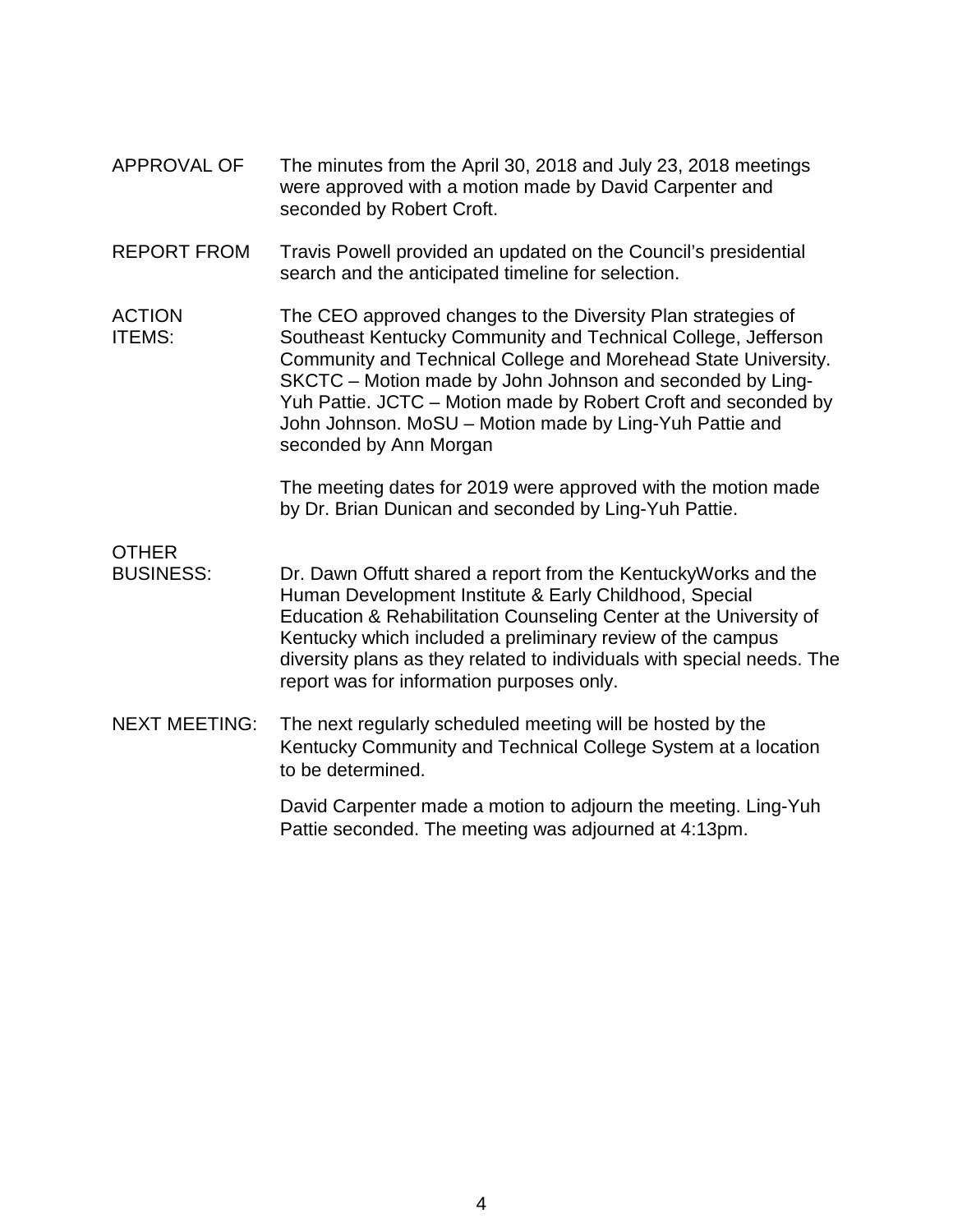**APPROVAL OF** The minutes from the April 30, 2018 and July 23, 2018 meetings were approved with a motion made by David Carpenter and seconded by Robert Croft.

**REPORT FROM** Travis Powell provided an updated on the Council's presidential search and the anticipated timeline for selection.

**ACTION ITEMS:** The CEO approved changes to the Diversity Plan strategies of Southeast Kentucky Community and Technical College, Jefferson Community and Technical College and Morehead State University. SKCTC – Motion made by John Johnson and seconded by Ling-Yuh Pattie. JCTC – Motion made by Robert Croft and seconded by John Johnson. MoSU – Motion made by Ling-Yuh Pattie and seconded by Ann Morgan

The meeting dates for 2019 were approved with the motion made by Dr. Brian Dunican and seconded by Ling-Yuh Pattie.

**OTHER BUSINESS:** Dr. Dawn Offutt shared a report from the KentuckyWorks and the Human Development Institute & Early Childhood, Special Education & Rehabilitation Counseling Center at the University of Kentucky which included a preliminary review of the campus diversity plans as they related to individuals with special needs. The report was for information purposes only.

**NEXT MEETING:** The next regularly scheduled meeting will be hosted by the Kentucky Community and Technical College System at a location to be determined.

David Carpenter made a motion to adjourn the meeting. Ling-Yuh Pattie seconded. The meeting was adjourned at 4:13pm.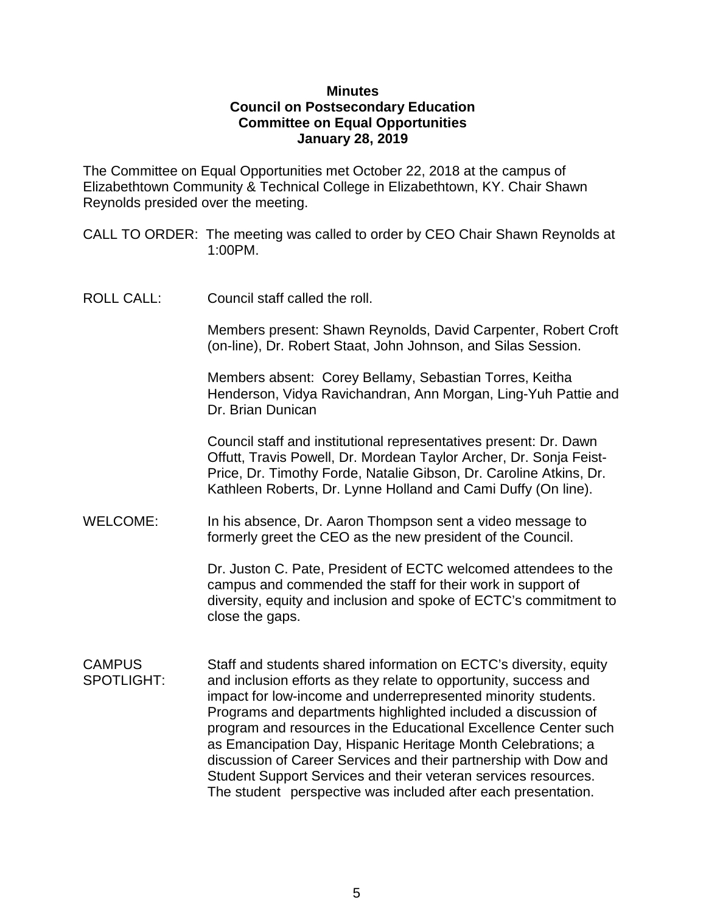**Minutes**
**Council on Postsecondary Education**
**Committee on Equal Opportunities**
**January 28, 2019**

The Committee on Equal Opportunities met October 22, 2018 at the campus of Elizabethtown Community & Technical College in Elizabethtown, KY. Chair Shawn Reynolds presided over the meeting.

CALL TO ORDER: The meeting was called to order by CEO Chair Shawn Reynolds at 1:00PM.

ROLL CALL: Council staff called the roll.

Members present: Shawn Reynolds, David Carpenter, Robert Croft (on-line), Dr. Robert Staat, John Johnson, and Silas Session.

Members absent: Corey Bellamy, Sebastian Torres, Keitha Henderson, Vidya Ravichandran, Ann Morgan, Ling-Yuh Pattie and Dr. Brian Dunican

Council staff and institutional representatives present: Dr. Dawn Offutt, Travis Powell, Dr. Mordean Taylor Archer, Dr. Sonja Feist-Price, Dr. Timothy Forde, Natalie Gibson, Dr. Caroline Atkins, Dr. Kathleen Roberts, Dr. Lynne Holland and Cami Duffy (On line).

WELCOME: In his absence, Dr. Aaron Thompson sent a video message to formerly greet the CEO as the new president of the Council.

Dr. Juston C. Pate, President of ECTC welcomed attendees to the campus and commended the staff for their work in support of diversity, equity and inclusion and spoke of ECTC's commitment to close the gaps.

CAMPUS SPOTLIGHT: Staff and students shared information on ECTC's diversity, equity and inclusion efforts as they relate to opportunity, success and impact for low-income and underrepresented minority students. Programs and departments highlighted included a discussion of program and resources in the Educational Excellence Center such as Emancipation Day, Hispanic Heritage Month Celebrations; a discussion of Career Services and their partnership with Dow and Student Support Services and their veteran services resources. The student perspective was included after each presentation.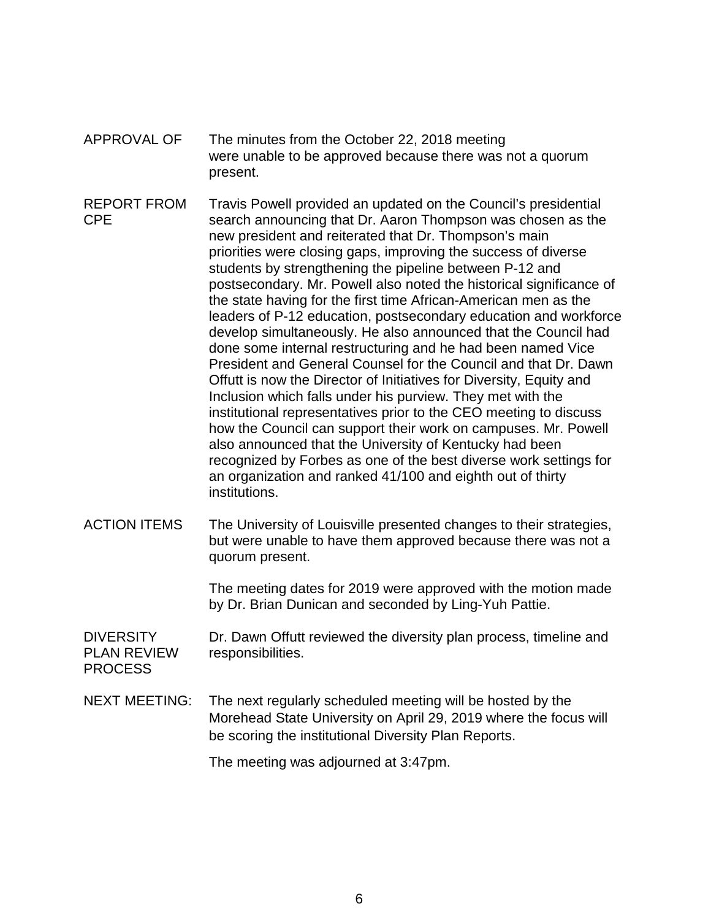**APPROVAL OF** The minutes from the October 22, 2018 meeting were unable to be approved because there was not a quorum present.

**REPORT FROM CPE** Travis Powell provided an updated on the Council's presidential search announcing that Dr. Aaron Thompson was chosen as the new president and reiterated that Dr. Thompson's main priorities were closing gaps, improving the success of diverse students by strengthening the pipeline between P-12 and postsecondary. Mr. Powell also noted the historical significance of the state having for the first time African-American men as the leaders of P-12 education, postsecondary education and workforce develop simultaneously. He also announced that the Council had done some internal restructuring and he had been named Vice President and General Counsel for the Council and that Dr. Dawn Offutt is now the Director of Initiatives for Diversity, Equity and Inclusion which falls under his purview. They met with the institutional representatives prior to the CEO meeting to discuss how the Council can support their work on campuses. Mr. Powell also announced that the University of Kentucky had been recognized by Forbes as one of the best diverse work settings for an organization and ranked 41/100 and eighth out of thirty institutions.

**ACTION ITEMS** The University of Louisville presented changes to their strategies, but were unable to have them approved because there was not a quorum present.

The meeting dates for 2019 were approved with the motion made by Dr. Brian Dunican and seconded by Ling-Yuh Pattie.

**DIVERSITY PLAN REVIEW PROCESS** Dr. Dawn Offutt reviewed the diversity plan process, timeline and responsibilities.

**NEXT MEETING:** The next regularly scheduled meeting will be hosted by the Morehead State University on April 29, 2019 where the focus will be scoring the institutional Diversity Plan Reports.

The meeting was adjourned at 3:47pm.